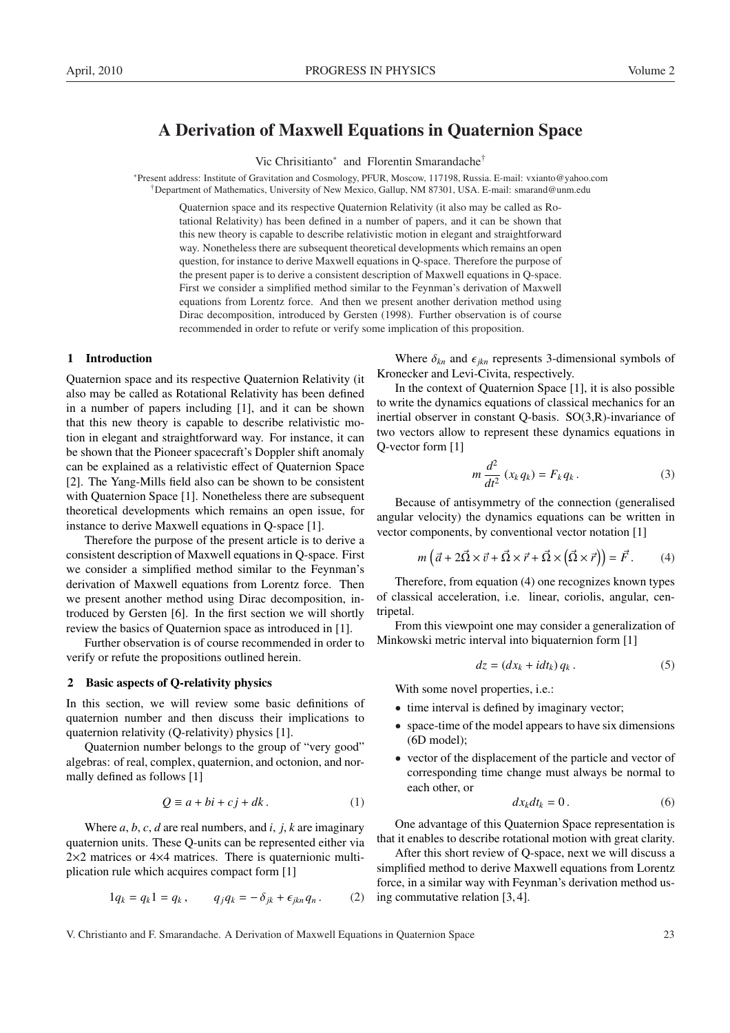# A Derivation of Maxwell Equations in Quaternion Space

Vic Chrisitianto* and Florentin Smarandache†

*Present address: Institute of Gravitation and Cosmology, PFUR, Moscow, 117198, Russia. E-mail: vxianto@yahoo.com
†Department of Mathematics, University of New Mexico, Gallup, NM 87301, USA. E-mail: smarand@unm.edu

Quaternion space and its respective Quaternion Relativity (it also may be called as Rotational Relativity) has been defined in a number of papers, and it can be shown that this new theory is capable to describe relativistic motion in elegant and straightforward way. Nonetheless there are subsequent theoretical developments which remains an open question, for instance to derive Maxwell equations in Q-space. Therefore the purpose of the present paper is to derive a consistent description of Maxwell equations in Q-space. First we consider a simplified method similar to the Feynman's derivation of Maxwell equations from Lorentz force. And then we present another derivation method using Dirac decomposition, introduced by Gersten (1998). Further observation is of course recommended in order to refute or verify some implication of this proposition.

## 1 Introduction

Quaternion space and its respective Quaternion Relativity (it also may be called as Rotational Relativity has been defined in a number of papers including [1], and it can be shown that this new theory is capable to describe relativistic motion in elegant and straightforward way. For instance, it can be shown that the Pioneer spacecraft's Doppler shift anomaly can be explained as a relativistic effect of Quaternion Space [2]. The Yang-Mills field also can be shown to be consistent with Quaternion Space [1]. Nonetheless there are subsequent theoretical developments which remains an open issue, for instance to derive Maxwell equations in Q-space [1].

Therefore the purpose of the present article is to derive a consistent description of Maxwell equations in Q-space. First we consider a simplified method similar to the Feynman's derivation of Maxwell equations from Lorentz force. Then we present another method using Dirac decomposition, introduced by Gersten [6]. In the first section we will shortly review the basics of Quaternion space as introduced in [1].

Further observation is of course recommended in order to verify or refute the propositions outlined herein.

## 2 Basic aspects of Q-relativity physics

In this section, we will review some basic definitions of quaternion number and then discuss their implications to quaternion relativity (Q-relativity) physics [1].

Quaternion number belongs to the group of "very good" algebras: of real, complex, quaternion, and octonion, and normally defined as follows [1]

$$Q \equiv a + bi + cj + dk\,. \tag{1}$$

Where $a$, $b$, $c$, $d$ are real numbers, and $i$, $j$, $k$ are imaginary quaternion units. These Q-units can be represented either via 2×2 matrices or 4×4 matrices. There is quaternionic multiplication rule which acquires compact form [1]

$$1q_k = q_k 1 = q_k\,, \qquad q_j q_k = -\delta_{jk} + \epsilon_{jkn} q_n\,. \tag{2}$$

Where $\delta_{kn}$ and $\epsilon_{jkn}$ represents 3-dimensional symbols of Kronecker and Levi-Civita, respectively.

In the context of Quaternion Space [1], it is also possible to write the dynamics equations of classical mechanics for an inertial observer in constant Q-basis. SO(3,R)-invariance of two vectors allow to represent these dynamics equations in Q-vector form [1]

$$m\,\frac{d^2}{dt^2}\,(x_k q_k) = F_k q_k\,. \tag{3}$$

Because of antisymmetry of the connection (generalised angular velocity) the dynamics equations can be written in vector components, by conventional vector notation [1]

$$m\left(\vec{a} + 2\vec{\Omega}\times\vec{v} + \dot{\vec{\Omega}}\times\vec{r} + \vec{\Omega}\times\left(\vec{\Omega}\times\vec{r}\right)\right) = \vec{F}\,. \tag{4}$$

Therefore, from equation (4) one recognizes known types of classical acceleration, i.e. linear, coriolis, angular, centripetal.

From this viewpoint one may consider a generalization of Minkowski metric interval into biquaternion form [1]

$$dz = (dx_k + i dt_k)\,q_k\,. \tag{5}$$

With some novel properties, i.e.:

- time interval is defined by imaginary vector;
- space-time of the model appears to have six dimensions (6D model);
- vector of the displacement of the particle and vector of corresponding time change must always be normal to each other, or

$$dx_k dt_k = 0\,. \tag{6}$$

One advantage of this Quaternion Space representation is that it enables to describe rotational motion with great clarity.

After this short review of Q-space, next we will discuss a simplified method to derive Maxwell equations from Lorentz force, in a similar way with Feynman's derivation method using commutative relation [3, 4].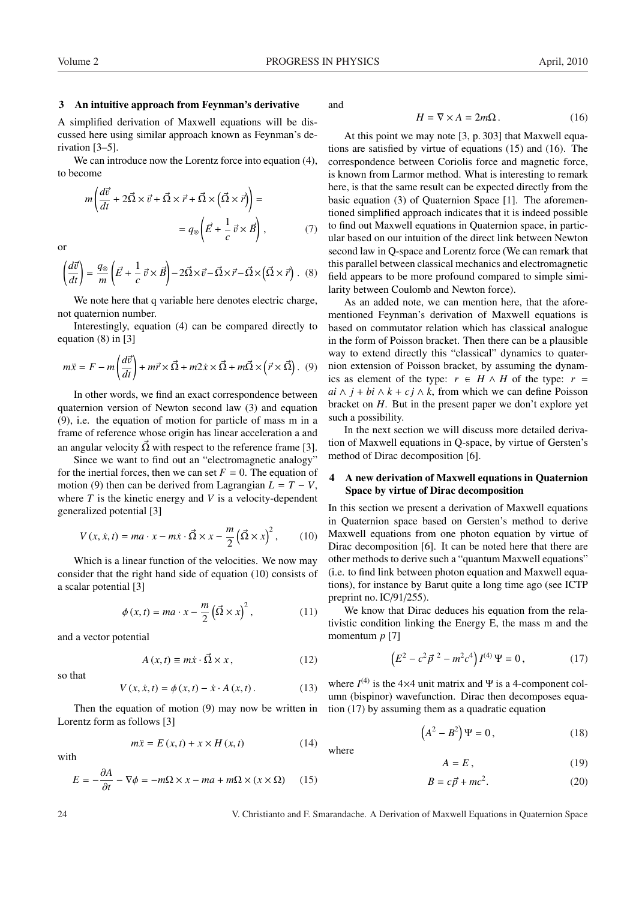## 3 An intuitive approach from Feynman's derivative

A simplified derivation of Maxwell equations will be discussed here using similar approach known as Feynman's derivation [3–5].

We can introduce now the Lorentz force into equation (4), to become

$$m\left(\frac{d\vec{v}}{dt} + 2\vec{\Omega}\times\vec{v} + \vec{\Omega}\times\vec{r} + \vec{\Omega}\times\left(\vec{\Omega}\times\vec{r}\right)\right) = q_{\otimes}\left(\vec{E} + \frac{1}{c}\,\vec{v}\times\vec{B}\right), \tag{7}$$

or

$$\left(\frac{d\vec{v}}{dt}\right) = \frac{q_{\otimes}}{m}\left(\vec{E} + \frac{1}{c}\,\vec{v}\times\vec{B}\right) - 2\vec{\Omega}\times\vec{v} - \vec{\Omega}\times\vec{r} - \vec{\Omega}\times\left(\vec{\Omega}\times\vec{r}\right). \tag{8}$$

We note here that q variable here denotes electric charge, not quaternion number.

Interestingly, equation (4) can be compared directly to equation (8) in [3]

$$m\ddot{x} = F - m\left(\frac{d\vec{v}}{dt}\right) + m\vec{r}\times\vec{\Omega} + m2\dot{x}\times\vec{\Omega} + m\vec{\Omega}\times\left(\vec{r}\times\vec{\Omega}\right). \tag{9}$$

In other words, we find an exact correspondence between quaternion version of Newton second law (3) and equation (9), i.e. the equation of motion for particle of mass m in a frame of reference whose origin has linear acceleration a and an angular velocity $\vec{\Omega}$ with respect to the reference frame [3].

Since we want to find out an "electromagnetic analogy" for the inertial forces, then we can set $F = 0$. The equation of motion (9) then can be derived from Lagrangian $L = T - V$, where $T$ is the kinetic energy and $V$ is a velocity-dependent generalized potential [3]

$$V(x,\dot{x},t) = ma\cdot x - m\dot{x}\cdot\vec{\Omega}\times x - \frac{m}{2}\left(\vec{\Omega}\times x\right)^2, \tag{10}$$

Which is a linear function of the velocities. We now may consider that the right hand side of equation (10) consists of a scalar potential [3]

$$\phi(x,t) = ma\cdot x - \frac{m}{2}\left(\vec{\Omega}\times x\right)^2, \tag{11}$$

and a vector potential

$$A(x,t) \equiv m\dot{x}\cdot\vec{\Omega}\times x, \tag{12}$$

so that

$$V(x,\dot{x},t) = \phi(x,t) - \dot{x}\cdot A(x,t). \tag{13}$$

Then the equation of motion (9) may now be written in Lorentz form as follows [3]

$$m\ddot{x} = E(x,t) + x\times H(x,t) \tag{14}$$

with

$$E = -\frac{\partial A}{\partial t} - \nabla\phi = -m\Omega\times x - ma + m\Omega\times(x\times\Omega) \tag{15}$$

and

$$H = \nabla\times A = 2m\Omega. \tag{16}$$

At this point we may note [3, p. 303] that Maxwell equations are satisfied by virtue of equations (15) and (16). The correspondence between Coriolis force and magnetic force, is known from Larmor method. What is interesting to remark here, is that the same result can be expected directly from the basic equation (3) of Quaternion Space [1]. The aforementioned simplified approach indicates that it is indeed possible to find out Maxwell equations in Quaternion space, in particular based on our intuition of the direct link between Newton second law in Q-space and Lorentz force (We can remark that this parallel between classical mechanics and electromagnetic field appears to be more profound compared to simple similarity between Coulomb and Newton force).

As an added note, we can mention here, that the aforementioned Feynman's derivation of Maxwell equations is based on commutator relation which has classical analogue in the form of Poisson bracket. Then there can be a plausible way to extend directly this "classical" dynamics to quaternion extension of Poisson bracket, by assuming the dynamics as element of the type: $r \in H \wedge H$ of the type: $r = ai \wedge j + bi \wedge k + cj \wedge k$, from which we can define Poisson bracket on $H$. But in the present paper we don't explore yet such a possibility.

In the next section we will discuss more detailed derivation of Maxwell equations in Q-space, by virtue of Gersten's method of Dirac decomposition [6].

## 4 A new derivation of Maxwell equations in Quaternion Space by virtue of Dirac decomposition

In this section we present a derivation of Maxwell equations in Quaternion space based on Gersten's method to derive Maxwell equations from one photon equation by virtue of Dirac decomposition [6]. It can be noted here that there are other methods to derive such a "quantum Maxwell equations" (i.e. to find link between photon equation and Maxwell equations), for instance by Barut quite a long time ago (see ICTP preprint no. IC/91/255).

We know that Dirac deduces his equation from the relativistic condition linking the Energy E, the mass m and the momentum $p$ [7]

$$\left(E^2 - c^2\vec{p}^{\,2} - m^2c^4\right)I^{(4)}\,\Psi = 0, \tag{17}$$

where $I^{(4)}$ is the 4×4 unit matrix and $\Psi$ is a 4-component column (bispinor) wavefunction. Dirac then decomposes equation (17) by assuming them as a quadratic equation

$$\left(A^2 - B^2\right)\Psi = 0, \tag{18}$$

where

$$A = E, \tag{19}$$

$$B = c\vec{p} + mc^2. \tag{20}$$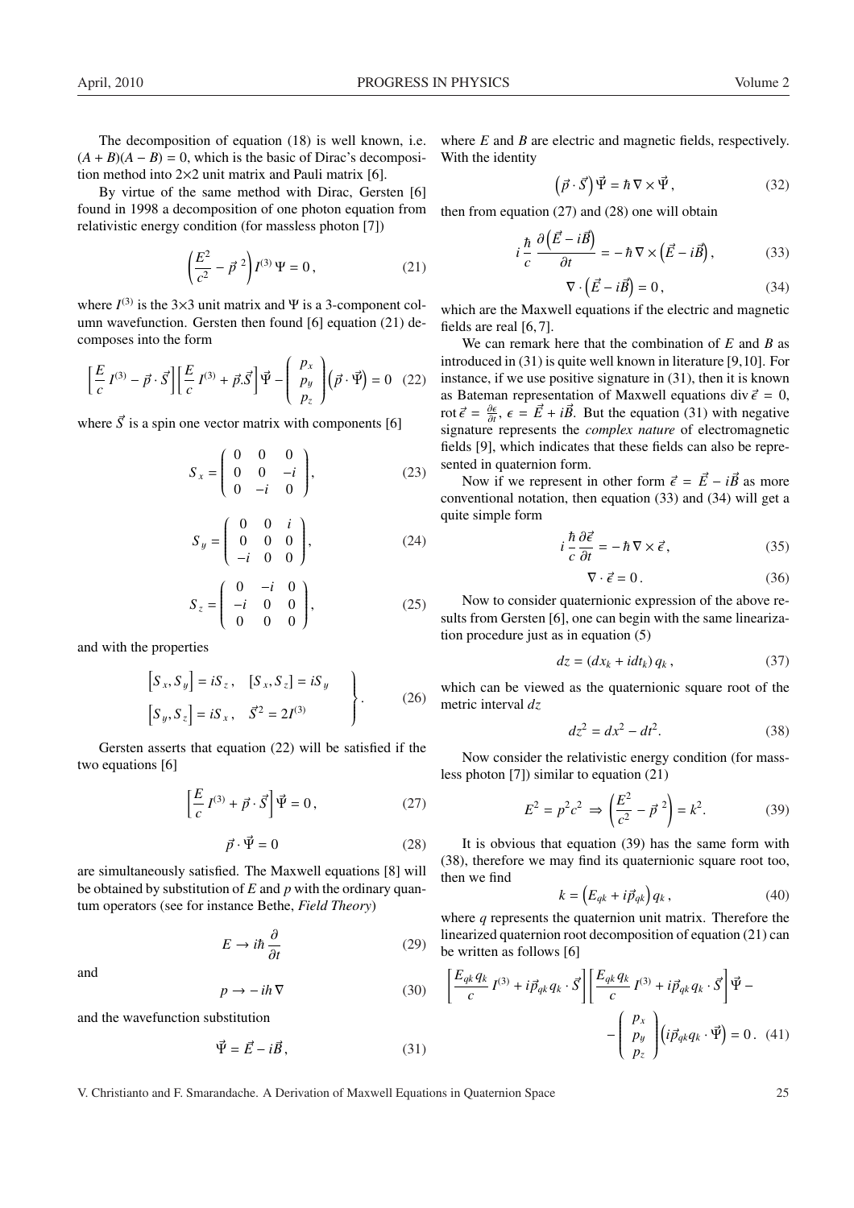The decomposition of equation (18) is well known, i.e. $(A + B)(A - B) = 0$, which is the basic of Dirac's decomposition method into 2×2 unit matrix and Pauli matrix [6].

By virtue of the same method with Dirac, Gersten [6] found in 1998 a decomposition of one photon equation from relativistic energy condition (for massless photon [7])

$$\left(\frac{E^2}{c^2} - \vec{p}^{\,2}\right) I^{(3)}\,\Psi = 0\,, \tag{21}$$

where $I^{(3)}$ is the 3×3 unit matrix and $\Psi$ is a 3-component column wavefunction. Gersten then found [6] equation (21) decomposes into the form

$$\left[\frac{E}{c}\,I^{(3)} - \vec{p}\cdot\vec{S}\right]\left[\frac{E}{c}\,I^{(3)} + \vec{p}.\vec{S}\right]\vec{\Psi} - \begin{pmatrix} p_x \\ p_y \\ p_z \end{pmatrix}\left(\vec{p}\cdot\vec{\Psi}\right) = 0 \tag{22}$$

where $\vec{S}$ is a spin one vector matrix with components [6]

$$S_x = \begin{pmatrix} 0 & 0 & 0 \\ 0 & 0 & -i \\ 0 & -i & 0 \end{pmatrix}, \tag{23}$$

$$S_y = \begin{pmatrix} 0 & 0 & i \\ 0 & 0 & 0 \\ -i & 0 & 0 \end{pmatrix}, \tag{24}$$

$$S_z = \begin{pmatrix} 0 & -i & 0 \\ -i & 0 & 0 \\ 0 & 0 & 0 \end{pmatrix}, \tag{25}$$

and with the properties

$$\left.\begin{aligned} &\left[S_x, S_y\right] = iS_z\,, \quad \left[S_x, S_z\right] = iS_y \\ &\left[S_y, S_z\right] = iS_x\,, \quad \vec{S}^2 = 2I^{(3)} \end{aligned}\right\}. \tag{26}$$

Gersten asserts that equation (22) will be satisfied if the two equations [6]

$$\left[\frac{E}{c}\,I^{(3)} + \vec{p}\cdot\vec{S}\right]\vec{\Psi} = 0\,, \tag{27}$$

$$\vec{p}\cdot\vec{\Psi} = 0 \tag{28}$$

are simultaneously satisfied. The Maxwell equations [8] will be obtained by substitution of $E$ and $p$ with the ordinary quantum operators (see for instance Bethe, *Field Theory*)

$$E \to i\hbar\,\frac{\partial}{\partial t} \tag{29}$$

and

$$p \to -i\hbar\nabla \tag{30}$$

and the wavefunction substitution

$$\vec{\Psi} = \vec{E} - i\vec{B}\,, \tag{31}$$

where $E$ and $B$ are electric and magnetic fields, respectively. With the identity

$$\left(\vec{p}\cdot\vec{S}\right)\vec{\Psi} = \hbar\nabla\times\vec{\Psi}\,, \tag{32}$$

then from equation (27) and (28) one will obtain

$$i\,\frac{\hbar}{c}\,\frac{\partial\left(\vec{E} - i\vec{B}\right)}{\partial t} = -\hbar\nabla\times\left(\vec{E} - i\vec{B}\right), \tag{33}$$

$$\nabla\cdot\left(\vec{E} - i\vec{B}\right) = 0\,, \tag{34}$$

which are the Maxwell equations if the electric and magnetic fields are real [6, 7].

We can remark here that the combination of $E$ and $B$ as introduced in (31) is quite well known in literature [9, 10]. For instance, if we use positive signature in (31), then it is known as Bateman representation of Maxwell equations $\operatorname{div}\vec{\epsilon} = 0$, $\operatorname{rot}\vec{\epsilon} = \frac{\partial\epsilon}{\partial t}$, $\epsilon = \vec{E} + i\vec{B}$. But the equation (31) with negative signature represents the *complex nature* of electromagnetic fields [9], which indicates that these fields can also be represented in quaternion form.

Now if we represent in other form $\vec{\epsilon} = \vec{E} - i\vec{B}$ as more conventional notation, then equation (33) and (34) will get a quite simple form

$$i\,\frac{\hbar}{c}\frac{\partial\vec{\epsilon}}{\partial t} = -\hbar\nabla\times\vec{\epsilon}\,, \tag{35}$$

$$\nabla\cdot\vec{\epsilon} = 0\,. \tag{36}$$

Now to consider quaternionic expression of the above results from Gersten [6], one can begin with the same linearization procedure just as in equation (5)

$$dz = (dx_k + idt_k)\,q_k\,, \tag{37}$$

which can be viewed as the quaternionic square root of the metric interval $dz$

$$dz^2 = dx^2 - dt^2. \tag{38}$$

Now consider the relativistic energy condition (for massless photon [7]) similar to equation (21)

$$E^2 = p^2c^2 \Rightarrow \left(\frac{E^2}{c^2} - \vec{p}^{\,2}\right) = k^2. \tag{39}$$

It is obvious that equation (39) has the same form with (38), therefore we may find its quaternionic square root too, then we find

$$k = \left(E_{qk} + i\vec{p}_{qk}\right)q_k\,, \tag{40}$$

where $q$ represents the quaternion unit matrix. Therefore the linearized quaternion root decomposition of equation (21) can be written as follows [6]

$$\left[\frac{E_{qk}\,q_k}{c}\,I^{(3)} + i\vec{p}_{qk}\,q_k\cdot\vec{S}\right]\left[\frac{E_{qk}\,q_k}{c}\,I^{(3)} + i\vec{p}_{qk}\,q_k\cdot\vec{S}\right]\vec{\Psi} - \begin{pmatrix} p_x \\ p_y \\ p_z \end{pmatrix}\left(i\vec{p}_{qk}q_k\cdot\vec{\Psi}\right) = 0\,. \tag{41}$$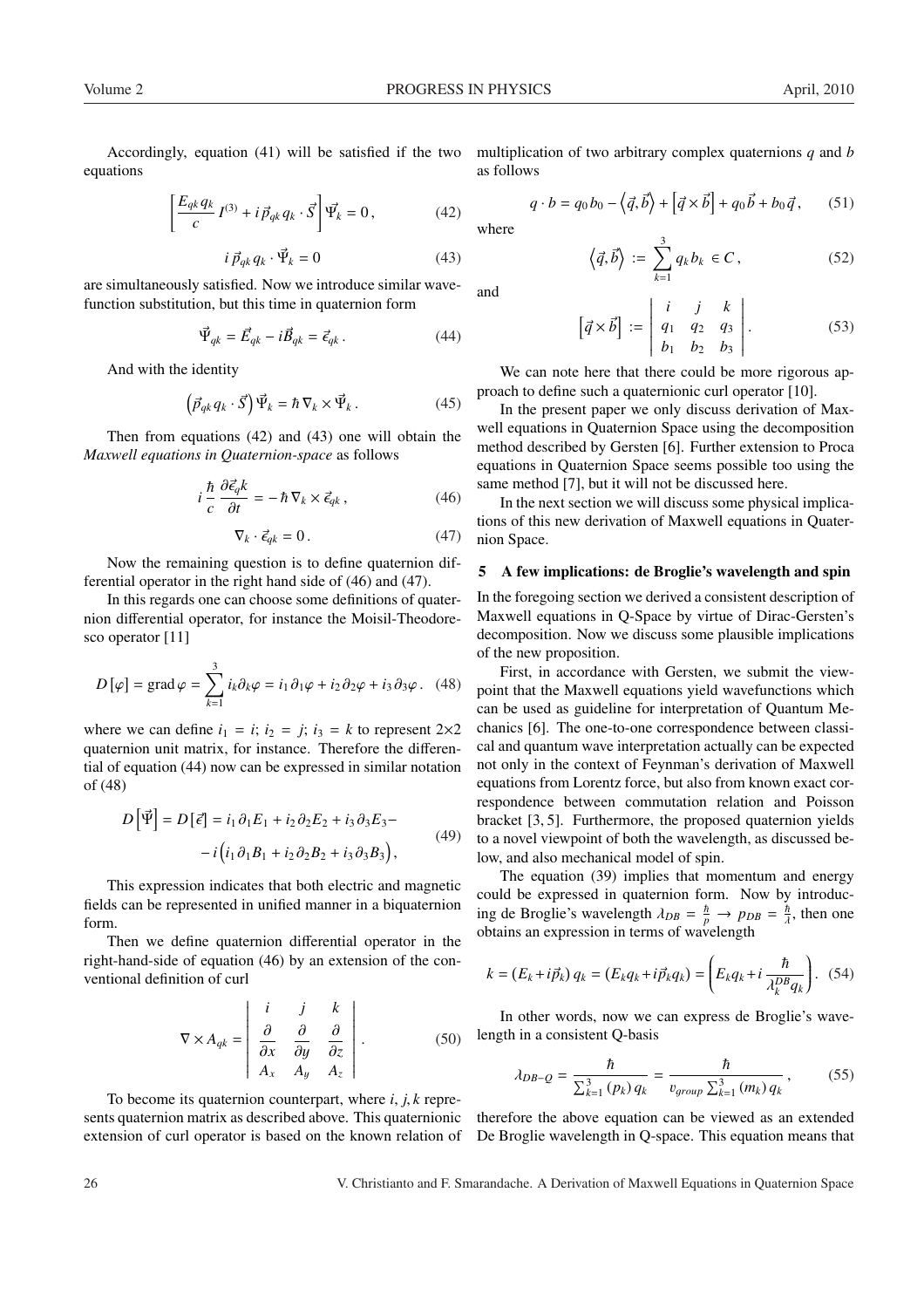Accordingly, equation (41) will be satisfied if the two equations

$$\left[\frac{E_{qk} q_k}{c} I^{(3)} + i\,\vec{p}_{qk} q_k \cdot \vec{S}\right] \vec{\Psi}_k = 0\,, \tag{42}$$

$$i\,\vec{p}_{qk} q_k \cdot \vec{\Psi}_k = 0 \tag{43}$$

are simultaneously satisfied. Now we introduce similar wave-function substitution, but this time in quaternion form

$$\vec{\Psi}_{qk} = \vec{E}_{qk} - i\vec{B}_{qk} = \vec{\epsilon}_{qk}\,. \tag{44}$$

And with the identity

$$\left(\vec{p}_{qk} q_k \cdot \vec{S}\right) \vec{\Psi}_k = \hbar\, \nabla_k \times \vec{\Psi}_k\,. \tag{45}$$

Then from equations (42) and (43) one will obtain the *Maxwell equations in Quaternion-space* as follows

$$i\,\frac{\hbar}{c}\,\frac{\partial \vec{\epsilon}_q k}{\partial t} = -\,\hbar\, \nabla_k \times \vec{\epsilon}_{qk}\,, \tag{46}$$

$$\nabla_k \cdot \vec{\epsilon}_{qk} = 0\,. \tag{47}$$

Now the remaining question is to define quaternion differential operator in the right hand side of (46) and (47).

In this regards one can choose some definitions of quaternion differential operator, for instance the Moisil-Theodoresco operator [11]

$$D\left[\varphi\right] = \operatorname{grad}\varphi = \sum_{k=1}^{3} i_k \partial_k \varphi = i_1\,\partial_1 \varphi + i_2\,\partial_2 \varphi + i_3\,\partial_3 \varphi\,. \tag{48}$$

where we can define $i_1 = i$; $i_2 = j$; $i_3 = k$ to represent $2{\times}2$ quaternion unit matrix, for instance. Therefore the differential of equation (44) now can be expressed in similar notation of (48)

$$\begin{aligned} D\left[\vec{\Psi}\right] = D\left[\vec{\epsilon}\right] &= i_1\,\partial_1 E_1 + i_2\,\partial_2 E_2 + i_3\,\partial_3 E_3 - \\ &- i\left(i_1\,\partial_1 B_1 + i_2\,\partial_2 B_2 + i_3\,\partial_3 B_3\right), \end{aligned} \tag{49}$$

This expression indicates that both electric and magnetic fields can be represented in unified manner in a biquaternion form.

Then we define quaternion differential operator in the right-hand-side of equation (46) by an extension of the conventional definition of curl

$$\nabla \times A_{qk} = \begin{vmatrix} i & j & k \\ \dfrac{\partial}{\partial x} & \dfrac{\partial}{\partial y} & \dfrac{\partial}{\partial z} \\ A_x & A_y & A_z \end{vmatrix}\,. \tag{50}$$

To become its quaternion counterpart, where $i, j, k$ represents quaternion matrix as described above. This quaternionic extension of curl operator is based on the known relation of multiplication of two arbitrary complex quaternions $q$ and $b$ as follows

$$q \cdot b = q_0 b_0 - \left\langle \vec{q}, \vec{b} \right\rangle + \left[\vec{q} \times \vec{b}\right] + q_0 \vec{b} + b_0 \vec{q}\,, \tag{51}$$

where

$$\left\langle \vec{q}, \vec{b} \right\rangle := \sum_{k=1}^{3} q_k b_k \in C\,, \tag{52}$$

and

$$\left[\vec{q} \times \vec{b}\right] := \begin{vmatrix} i & j & k \\ q_1 & q_2 & q_3 \\ b_1 & b_2 & b_3 \end{vmatrix}\,. \tag{53}$$

We can note here that there could be more rigorous approach to define such a quaternionic curl operator [10].

In the present paper we only discuss derivation of Maxwell equations in Quaternion Space using the decomposition method described by Gersten [6]. Further extension to Proca equations in Quaternion Space seems possible too using the same method [7], but it will not be discussed here.

In the next section we will discuss some physical implications of this new derivation of Maxwell equations in Quaternion Space.

## 5 A few implications: de Broglie's wavelength and spin

In the foregoing section we derived a consistent description of Maxwell equations in Q-Space by virtue of Dirac-Gersten's decomposition. Now we discuss some plausible implications of the new proposition.

First, in accordance with Gersten, we submit the viewpoint that the Maxwell equations yield wavefunctions which can be used as guideline for interpretation of Quantum Mechanics [6]. The one-to-one correspondence between classical and quantum wave interpretation actually can be expected not only in the context of Feynman's derivation of Maxwell equations from Lorentz force, but also from known exact correspondence between commutation relation and Poisson bracket [3, 5]. Furthermore, the proposed quaternion yields to a novel viewpoint of both the wavelength, as discussed below, and also mechanical model of spin.

The equation (39) implies that momentum and energy could be expressed in quaternion form. Now by introducing de Broglie's wavelength $\lambda_{DB} = \frac{\hbar}{p} \to p_{DB} = \frac{\hbar}{\lambda}$, then one obtains an expression in terms of wavelength

$$k = \left(E_k + i\vec{p}_k\right) q_k = \left(E_k q_k + i\vec{p}_k q_k\right) = \left(E_k q_k + i\,\frac{\hbar}{\lambda_k^{DB} q_k}\right). \tag{54}$$

In other words, now we can express de Broglie's wavelength in a consistent Q-basis

$$\lambda_{DB-Q} = \frac{\hbar}{\sum_{k=1}^{3} \left(p_k\right) q_k} = \frac{\hbar}{v_{group} \sum_{k=1}^{3} \left(m_k\right) q_k}\,, \tag{55}$$

therefore the above equation can be viewed as an extended De Broglie wavelength in Q-space. This equation means that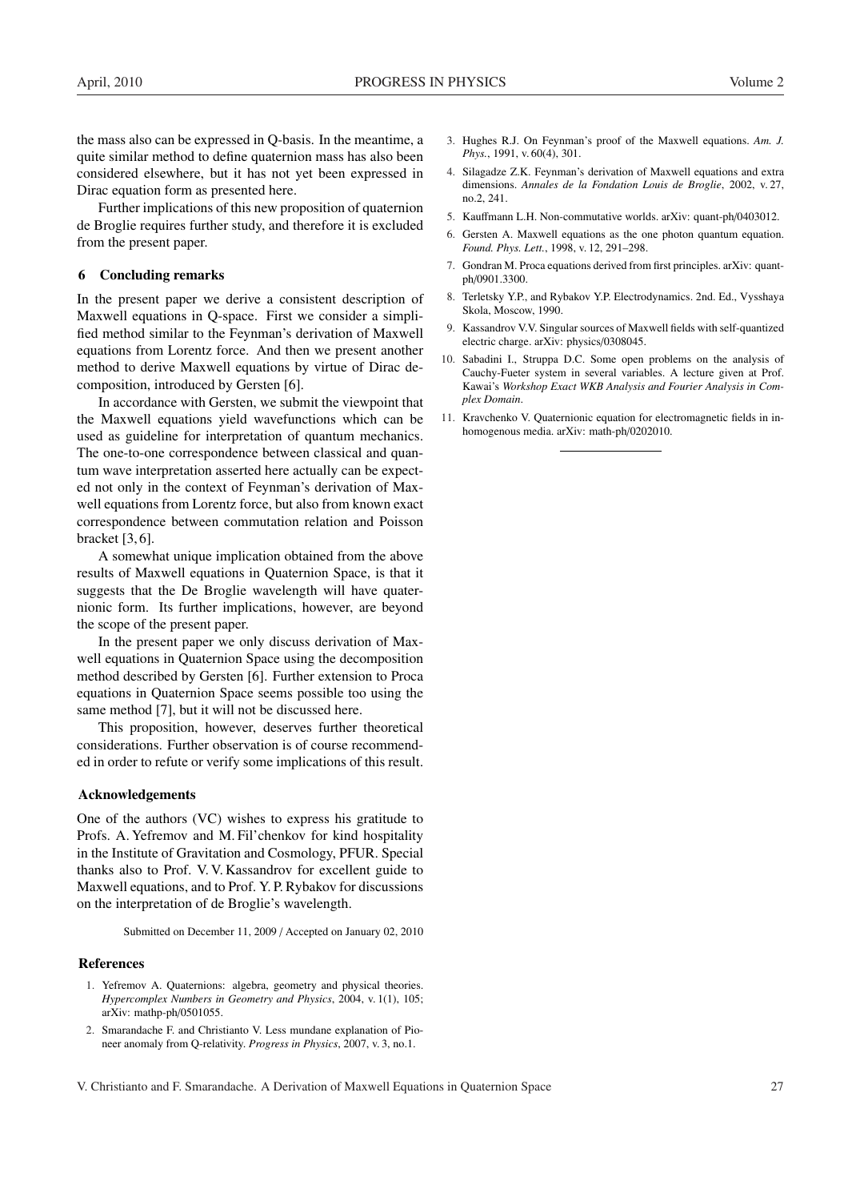the mass also can be expressed in Q-basis. In the meantime, a quite similar method to define quaternion mass has also been considered elsewhere, but it has not yet been expressed in Dirac equation form as presented here.

Further implications of this new proposition of quaternion de Broglie requires further study, and therefore it is excluded from the present paper.

## 6 Concluding remarks

In the present paper we derive a consistent description of Maxwell equations in Q-space. First we consider a simplified method similar to the Feynman's derivation of Maxwell equations from Lorentz force. And then we present another method to derive Maxwell equations by virtue of Dirac decomposition, introduced by Gersten [6].

In accordance with Gersten, we submit the viewpoint that the Maxwell equations yield wavefunctions which can be used as guideline for interpretation of quantum mechanics. The one-to-one correspondence between classical and quantum wave interpretation asserted here actually can be expected not only in the context of Feynman's derivation of Maxwell equations from Lorentz force, but also from known exact correspondence between commutation relation and Poisson bracket [3, 6].

A somewhat unique implication obtained from the above results of Maxwell equations in Quaternion Space, is that it suggests that the De Broglie wavelength will have quaternionic form. Its further implications, however, are beyond the scope of the present paper.

In the present paper we only discuss derivation of Maxwell equations in Quaternion Space using the decomposition method described by Gersten [6]. Further extension to Proca equations in Quaternion Space seems possible too using the same method [7], but it will not be discussed here.

This proposition, however, deserves further theoretical considerations. Further observation is of course recommended in order to refute or verify some implications of this result.

### Acknowledgements

One of the authors (VC) wishes to express his gratitude to Profs. A. Yefremov and M. Fil'chenkov for kind hospitality in the Institute of Gravitation and Cosmology, PFUR. Special thanks also to Prof. V. V. Kassandrov for excellent guide to Maxwell equations, and to Prof. Y. P. Rybakov for discussions on the interpretation of de Broglie's wavelength.

Submitted on December 11, 2009 / Accepted on January 02, 2010

### References

1. Yefremov A. Quaternions: algebra, geometry and physical theories. *Hypercomplex Numbers in Geometry and Physics*, 2004, v. 1(1), 105; arXiv: mathp-ph/0501055.
2. Smarandache F. and Christianto V. Less mundane explanation of Pioneer anomaly from Q-relativity. *Progress in Physics*, 2007, v. 3, no.1.
3. Hughes R.J. On Feynman's proof of the Maxwell equations. *Am. J. Phys.*, 1991, v. 60(4), 301.
4. Silagadze Z.K. Feynman's derivation of Maxwell equations and extra dimensions. *Annales de la Fondation Louis de Broglie*, 2002, v. 27, no.2, 241.
5. Kauffmann L.H. Non-commutative worlds. arXiv: quant-ph/0403012.
6. Gersten A. Maxwell equations as the one photon quantum equation. *Found. Phys. Lett.*, 1998, v. 12, 291–298.
7. Gondran M. Proca equations derived from first principles. arXiv: quant-ph/0901.3300.
8. Terletsky Y.P., and Rybakov Y.P. Electrodynamics. 2nd. Ed., Vysshaya Skola, Moscow, 1990.
9. Kassandrov V.V. Singular sources of Maxwell fields with self-quantized electric charge. arXiv: physics/0308045.
10. Sabadini I., Struppa D.C. Some open problems on the analysis of Cauchy-Fueter system in several variables. A lecture given at Prof. Kawai's *Workshop Exact WKB Analysis and Fourier Analysis in Complex Domain*.
11. Kravchenko V. Quaternionic equation for electromagnetic fields in inhomogenous media. arXiv: math-ph/0202010.